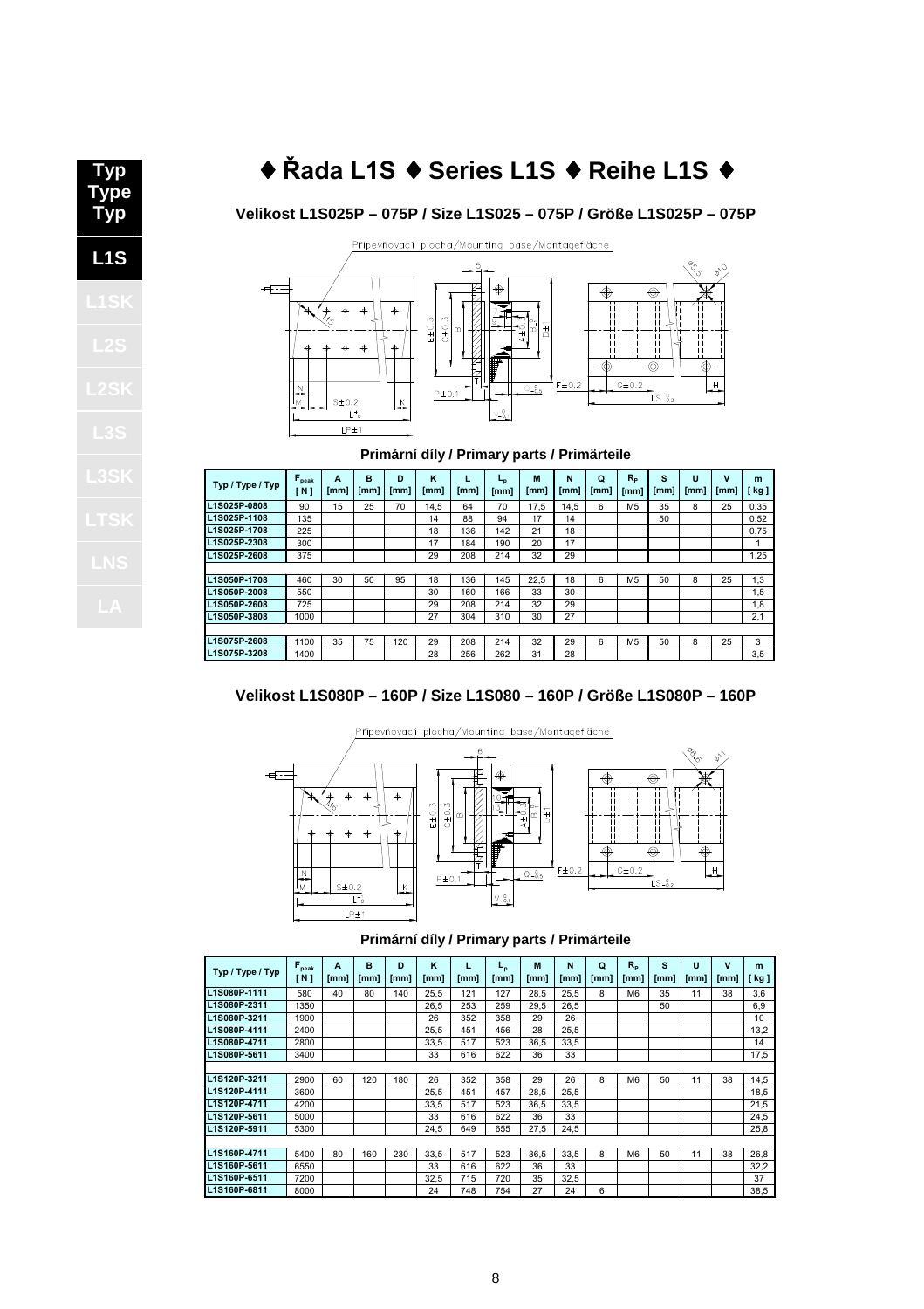Typ
Type
Typ

**L1S**

L1SK

L2S

L2SK

L3S

L3SK

LTSK

LNS

LA

# ♦ Řada L1S ♦ Series L1S ♦ Reihe L1S ♦

### Velikost L1S025P – 075P / Size L1S025 – 075P / Größe L1S025P – 075P

Připevňovací plocha/Mounting base/Montagefläche

### Primární díly / Primary parts / Primärteile

| Typ / Type / Typ | $F_{peak}$ [ N ] | A [mm] | B [mm] | D [mm] | K [mm] | L [mm] | $L_p$ [mm] | M [mm] | N [mm] | Q [mm] | $R_P$ [mm] | S [mm] | U [mm] | V [mm] | m [ kg ] |
|---|---|---|---|---|---|---|---|---|---|---|---|---|---|---|---|
| L1S025P-0808 | 90 | 15 | 25 | 70 | 14,5 | 64 | 70 | 17,5 | 14,5 | 6 | M5 | 35 | 8 | 25 | 0,35 |
| L1S025P-1108 | 135 | | | | 14 | 88 | 94 | 17 | 14 | | | 50 | | | 0,52 |
| L1S025P-1708 | 225 | | | | 18 | 136 | 142 | 21 | 18 | | | | | | 0,75 |
| L1S025P-2308 | 300 | | | | 17 | 184 | 190 | 20 | 17 | | | | | | 1 |
| L1S025P-2608 | 375 | | | | 29 | 208 | 214 | 32 | 29 | | | | | | 1,25 |
| | | | | | | | | | | | | | | | |
| L1S050P-1708 | 460 | 30 | 50 | 95 | 18 | 136 | 145 | 22,5 | 18 | 6 | M5 | 50 | 8 | 25 | 1,3 |
| L1S050P-2008 | 550 | | | | 30 | 160 | 166 | 33 | 30 | | | | | | 1,5 |
| L1S050P-2608 | 725 | | | | 29 | 208 | 214 | 32 | 29 | | | | | | 1,8 |
| L1S050P-3808 | 1000 | | | | 27 | 304 | 310 | 30 | 27 | | | | | | 2,1 |
| | | | | | | | | | | | | | | | |
| L1S075P-2608 | 1100 | 35 | 75 | 120 | 29 | 208 | 214 | 32 | 29 | 6 | M5 | 50 | 8 | 25 | 3 |
| L1S075P-3208 | 1400 | | | | 28 | 256 | 262 | 31 | 28 | | | | | | 3,5 |

### Velikost L1S080P – 160P / Size L1S080 – 160P / Größe L1S080P – 160P

Připevňovací plocha/Mounting base/Montagefläche

### Primární díly / Primary parts / Primärteile

| Typ / Type / Typ | $F_{peak}$ [ N ] | A [mm] | B [mm] | D [mm] | K [mm] | L [mm] | $L_p$ [mm] | M [mm] | N [mm] | Q [mm] | $R_P$ [mm] | S [mm] | U [mm] | V [mm] | m [ kg ] |
|---|---|---|---|---|---|---|---|---|---|---|---|---|---|---|---|
| L1S080P-1111 | 580 | 40 | 80 | 140 | 25,5 | 121 | 127 | 28,5 | 25,5 | 8 | M6 | 35 | 11 | 38 | 3,6 |
| L1S080P-2311 | 1350 | | | | 26,5 | 253 | 259 | 29,5 | 26,5 | | | 50 | | | 6,9 |
| L1S080P-3211 | 1900 | | | | 26 | 352 | 358 | 29 | 26 | | | | | | 10 |
| L1S080P-4111 | 2400 | | | | 25,5 | 451 | 456 | 28 | 25,5 | | | | | | 13,2 |
| L1S080P-4711 | 2800 | | | | 33,5 | 517 | 523 | 36,5 | 33,5 | | | | | | 14 |
| L1S080P-5611 | 3400 | | | | 33 | 616 | 622 | 36 | 33 | | | | | | 17,5 |
| | | | | | | | | | | | | | | | |
| L1S120P-3211 | 2900 | 60 | 120 | 180 | 26 | 352 | 358 | 29 | 26 | 8 | M6 | 50 | 11 | 38 | 14,5 |
| L1S120P-4111 | 3600 | | | | 25,5 | 451 | 457 | 28,5 | 25,5 | | | | | | 18,5 |
| L1S120P-4711 | 4200 | | | | 33,5 | 517 | 523 | 36,5 | 33,5 | | | | | | 21,5 |
| L1S120P-5611 | 5000 | | | | 33 | 616 | 622 | 36 | 33 | | | | | | 24,5 |
| L1S120P-5911 | 5300 | | | | 24,5 | 649 | 655 | 27,5 | 24,5 | | | | | | 25,8 |
| | | | | | | | | | | | | | | | |
| L1S160P-4711 | 5400 | 80 | 160 | 230 | 33,5 | 517 | 523 | 36,5 | 33,5 | 8 | M6 | 50 | 11 | 38 | 26,8 |
| L1S160P-5611 | 6550 | | | | 33 | 616 | 622 | 36 | 33 | | | | | | 32,2 |
| L1S160P-6511 | 7200 | | | | 32,5 | 715 | 720 | 35 | 32,5 | | | | | | 37 |
| L1S160P-6811 | 8000 | | | | 24 | 748 | 754 | 27 | 24 | 6 | | | | | 38,5 |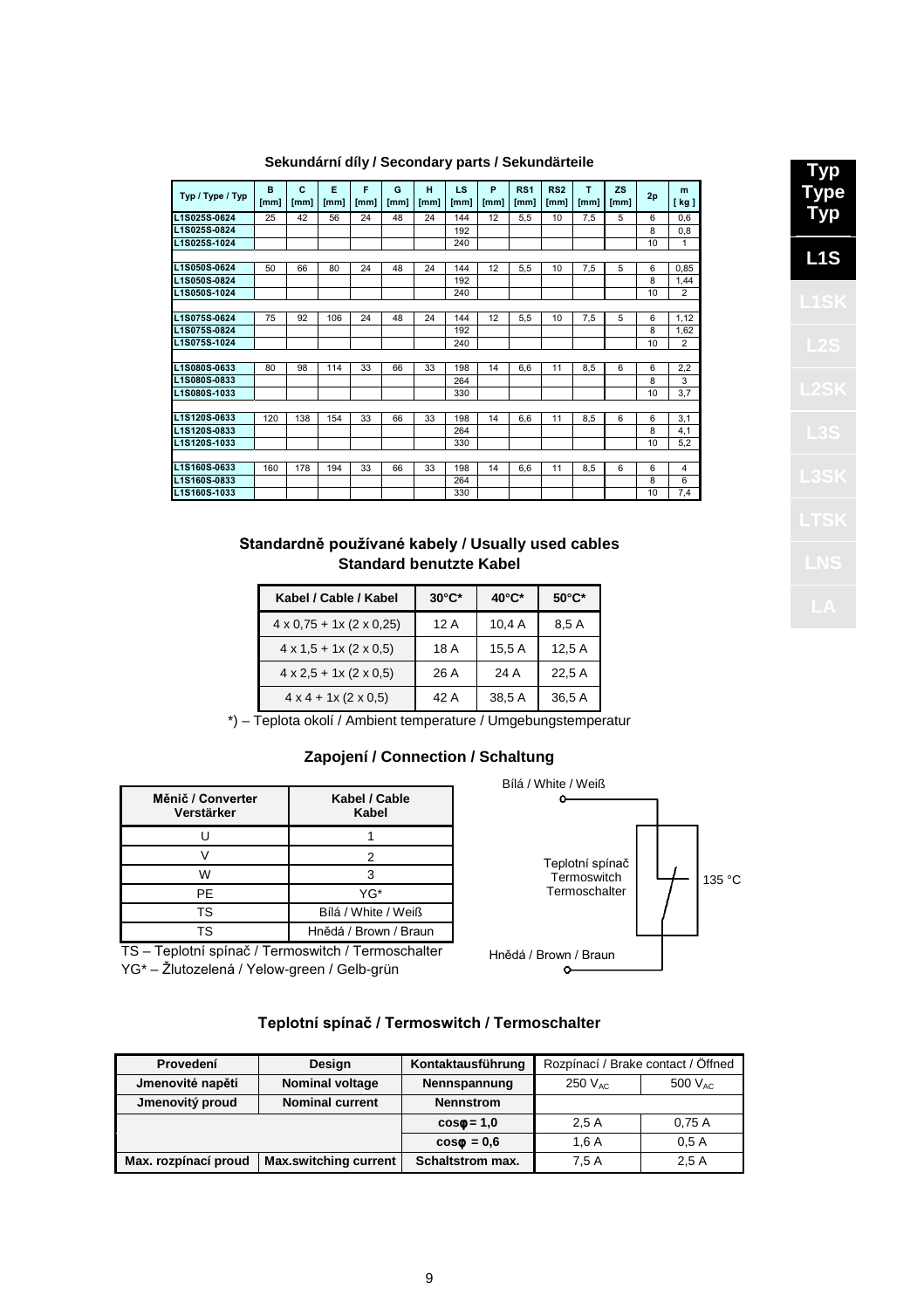## Sekundární díly / Secondary parts / Sekundärteile

| Typ / Type / Typ | B [mm] | C [mm] | E [mm] | F [mm] | G [mm] | H [mm] | LS [mm] | P [mm] | RS1 [mm] | RS2 [mm] | T [mm] | ZS [mm] | 2p | m [ kg ] |
|---|---|---|---|---|---|---|---|---|---|---|---|---|---|---|
| L1S025S-0624 | 25 | 42 | 56 | 24 | 48 | 24 | 144 | 12 | 5,5 | 10 | 7,5 | 5 | 6 | 0,6 |
| L1S025S-0824 | | | | | | | 192 | | | | | | 8 | 0,8 |
| L1S025S-1024 | | | | | | | 240 | | | | | | 10 | 1 |
| | | | | | | | | | | | | | | |
| L1S050S-0624 | 50 | 66 | 80 | 24 | 48 | 24 | 144 | 12 | 5,5 | 10 | 7,5 | 5 | 6 | 0,85 |
| L1S050S-0824 | | | | | | | 192 | | | | | | 8 | 1,44 |
| L1S050S-1024 | | | | | | | 240 | | | | | | 10 | 2 |
| | | | | | | | | | | | | | | |
| L1S075S-0624 | 75 | 92 | 106 | 24 | 48 | 24 | 144 | 12 | 5,5 | 10 | 7,5 | 5 | 6 | 1,12 |
| L1S075S-0824 | | | | | | | 192 | | | | | | 8 | 1,62 |
| L1S075S-1024 | | | | | | | 240 | | | | | | 10 | 2 |
| | | | | | | | | | | | | | | |
| L1S080S-0633 | 80 | 98 | 114 | 33 | 66 | 33 | 198 | 14 | 6,6 | 11 | 8,5 | 6 | 6 | 2,2 |
| L1S080S-0833 | | | | | | | 264 | | | | | | 8 | 3 |
| L1S080S-1033 | | | | | | | 330 | | | | | | 10 | 3,7 |
| | | | | | | | | | | | | | | |
| L1S120S-0633 | 120 | 138 | 154 | 33 | 66 | 33 | 198 | 14 | 6,6 | 11 | 8,5 | 6 | 6 | 3,1 |
| L1S120S-0833 | | | | | | | 264 | | | | | | 8 | 4,1 |
| L1S120S-1033 | | | | | | | 330 | | | | | | 10 | 5,2 |
| | | | | | | | | | | | | | | |
| L1S160S-0633 | 160 | 178 | 194 | 33 | 66 | 33 | 198 | 14 | 6,6 | 11 | 8,5 | 6 | 6 | 4 |
| L1S160S-0833 | | | | | | | 264 | | | | | | 8 | 6 |
| L1S160S-1033 | | | | | | | 330 | | | | | | 10 | 7,4 |

## Standardně používané kabely / Usually used cables Standard benutzte Kabel

| Kabel / Cable / Kabel | 30°C* | 40°C* | 50°C* |
|---|---|---|---|
| 4 x 0,75 + 1x (2 x 0,25) | 12 A | 10,4 A | 8,5 A |
| 4 x 1,5 + 1x (2 x 0,5) | 18 A | 15,5 A | 12,5 A |
| 4 x 2,5 + 1x (2 x 0,5) | 26 A | 24 A | 22,5 A |
| 4 x 4 + 1x (2 x 0,5) | 42 A | 38,5 A | 36,5 A |

*) – Teplota okolí / Ambient temperature / Umgebungstemperatur

## Zapojení / Connection / Schaltung

| Měnič / Converter Verstärker | Kabel / Cable Kabel |
|---|---|
| U | 1 |
| V | 2 |
| W | 3 |
| PE | YG* |
| TS | Bílá / White / Weiß |
| TS | Hnědá / Brown / Braun |

TS – Teplotní spínač / Termoswitch / Termoschalter
YG* – Žlutozelená / Yelow-green / Gelb-grün

Bílá / White / Weiß

Teplotní spínač
Termoswitch
Termoschalter

135 °C

Hnědá / Brown / Braun

## Teplotní spínač / Termoswitch / Termoschalter

| Provedení | Design | Kontaktausführung | Rozpínací / Brake contact / Öffned | |
|---|---|---|---|---|
| Jmenovité napětí | Nominal voltage | Nennspannung | 250 $V_{AC}$ | 500 $V_{AC}$ |
| Jmenovitý proud | Nominal current | Nennstrom | | |
| | | $\cos\varphi = 1{,}0$ | 2,5 A | 0,75 A |
| | | $\cos\varphi = 0{,}6$ | 1,6 A | 0,5 A |
| Max. rozpínací proud | Max.switching current | Schaltstrom max. | 7,5 A | 2,5 A |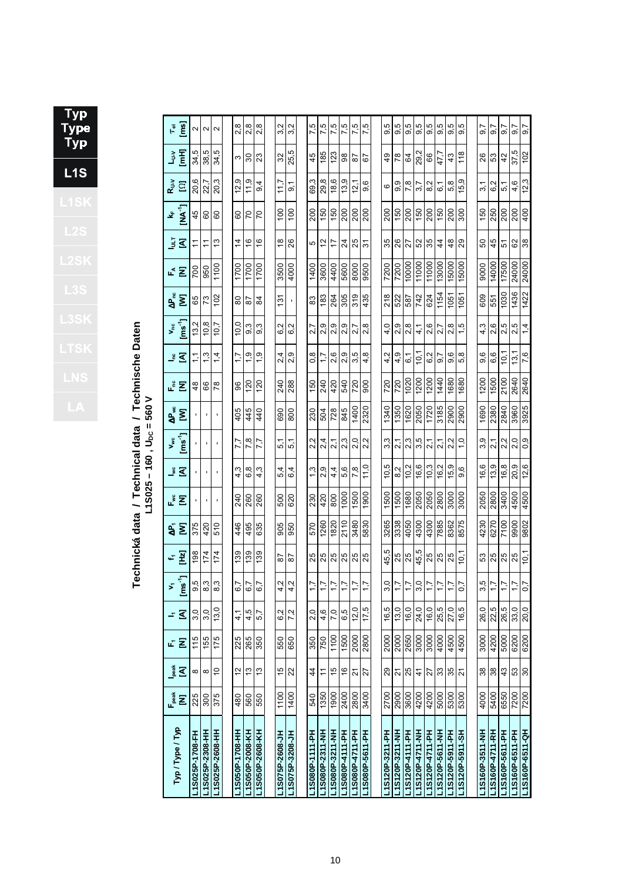# Technická data / Technical data / Technische Daten

## L1S025 – 160 , $U_{DC}$ = 560 V

| Typ / Type / Typ | $F_{peak}$ [N] | $I_{peak}$ [A] | $F_1$ [N] | $I_1$ [A] | $v_1$ [ms$^{-1}$] | $f_1$ [Hz] | $\Delta P_1$ [W] | $F_{wc}$ [N] | $I_{wc}$ [A] | $v_{wc}$ [ms$^{-1}$] | $\Delta P_{wc}$ [W] | $F_{nc}$ [N] | $I_{nc}$ [A] | $v_{nc}$ [ms$^{-1}$] | $\Delta P_{nc}$ [W] | $F_A$ [N] | $I_{ULT}$ [A] | $k_F$ [NA$^{-1}$] | $R_{U-V}$ [Ω] | $L_{U-V}$ [mH] | $\tau_{el}$ [ms] |
|---|---|---|---|---|---|---|---|---|---|---|---|---|---|---|---|---|---|---|---|---|---|
| L1S025P-1708-FH | 225 | 8 | 115 | 3,0 | 9,5 | 198 | 375 | - | - | - | - | 48 | 1,1 | 13,2 | 65 | 700 | 11 | 45 | 20,6 | 34,5 | 2 |
| L1S025P-2308-HH | 300 | 8 | 155 | 3,0 | 8,3 | 174 | 420 | - | - | - | - | 66 | 1,3 | 10,8 | 73 | 950 | 11 | 60 | 22,7 | 38,5 | 2 |
| L1S025P-2608-HH | 375 | 10 | 175 | 13,0 | 8,3 | 174 | 510 | - | - | - | - | 78 | 1,4 | 10,7 | 102 | 1100 | 13 | 60 | 20,3 | 34,5 | 2 |
| L1S050P-1708-HH | 480 | 12 | 225 | 4,1 | 6,7 | 139 | 446 | 240 | 4,3 | 7,7 | 405 | 96 | 1,7 | 10,0 | 80 | 1700 | 14 | 60 | 12,9 | 3 | 2,8 |
| L1S050P-2008-KH | 560 | 13 | 265 | 4,5 | 6,7 | 139 | 495 | 260 | 6,8 | 7,8 | 445 | 120 | 1,9 | 9,3 | 87 | 1700 | 16 | 70 | 11,9 | 30 | 2,8 |
| L1S050P-2608-KH | 550 | 13 | 350 | 5,7 | 6,7 | 139 | 635 | 260 | 4,3 | 7,7 | 440 | 120 | 1,9 | 9,3 | 84 | 1700 | 16 | 70 | 9,4 | 23 | 2,8 |
| L1S075P-2608-JH | 1100 | 15 | 550 | 6,2 | 4,2 | 87 | 905 | 500 | 5,4 | 5,1 | 690 | 240 | 2,4 | 6,2 | 131 | 3500 | 18 | 100 | 11,7 | 32 | 3,2 |
| L1S075P-3208-JH | 1400 | 22 | 650 | 7,2 | 4,2 | 87 | 950 | 620 | 6,4 | 5,1 | 800 | 288 | 2,9 | 6,2 | - | 4000 | 26 | 100 | 9,1 | 25,5 | 3,2 |
| L1S080P-1111-PH | 540 | 44 | 350 | 2,0 | 1,7 | 25 | 570 | 230 | 1,3 | 2,2 | 230 | 150 | 0,8 | 2,7 | 83 | 1400 | 5 | 200 | 69,3 | 45 | 7,5 |
| L1S080P-2311-NH | 1350 | 11 | 750 | 4,6 | 1,7 | 25 | 1260 | 420 | 2,9 | 2,4 | 504 | 240 | 1,7 | 2,9 | 183 | 3600 | 12 | 150 | 29,8 | 185 | 7,5 |
| L1S080P-3211-NH | 1900 | 15 | 1100 | 7,0 | 1,7 | 25 | 1820 | 800 | 4,4 | 2,1 | 728 | 420 | 2,6 | 2,9 | 264 | 4400 | 17 | 150 | 18,6 | 123 | 7,5 |
| L1S080P-4111-NH | 2400 | 16 | 1500 | 6,5 | 1,7 | 25 | 2110 | 1000 | 5,6 | 2,3 | 845 | 540 | 2,9 | 2,9 | 305 | 5600 | 24 | 200 | 13,9 | 98 | 7,5 |
| L1S080P-4711-PH | 2800 | 21 | 2000 | 12,0 | 1,7 | 25 | 3480 | 1500 | 7,8 | 2,0 | 1400 | 720 | 3,5 | 2,7 | 319 | 8000 | 25 | 200 | 12,1 | 87 | 7,5 |
| L1S080P-5611-PH | 3400 | 27 | 2800 | 17,5 | 1,7 | 25 | 5830 | 1900 | 11,0 | 2,2 | 2320 | 900 | 4,8 | 2,8 | 435 | 9500 | 31 | 200 | 9,6 | 67 | 7,5 |
| L1S120P-3211-PH | 2700 | 29 | 2000 | 16,5 | 3,0 | 45,5 | 3265 | 1500 | 10,5 | 3,3 | 1340 | 720 | 4,2 | 4,0 | 218 | 7200 | 35 | 200 | 6 | 49 | 9,5 |
| L1S120P-3211-NH | 2900 | 21 | 2000 | 13,0 | 1,7 | 25 | 3338 | 1500 | 8,2 | 2,1 | 1350 | 720 | 4,9 | 2,9 | 522 | 7200 | 26 | 150 | 9,9 | 78 | 9,5 |
| L1S120P-4111-NH | 3600 | 25 | 2650 | 16,0 | 1,7 | 25 | 4050 | 1680 | 10,2 | 2,3 | 1620 | 1020 | 6,1 | 2,8 | 587 | 10000 | 27 | 200 | 7,8 | 64 | 9,5 |
| L1S120P-4711-NH | 4200 | 41 | 3000 | 24,0 | 3,0 | 45,5 | 4300 | 2050 | 16,6 | 3,5 | 2050 | 1200 | 10,1 | 4,1 | 742 | 11000 | 52 | 150 | 3,7 | 29,2 | 9,5 |
| L1S120P-4711-PH | 4200 | 27 | 3000 | 16,0 | 1,7 | 25 | 4300 | 2050 | 10,3 | 2,1 | 1720 | 1200 | 6,2 | 2,6 | 624 | 11000 | 35 | 200 | 8,2 | 66 | 9,5 |
| L1S120P-5611-NH | 5000 | 33 | 4000 | 25,5 | 1,7 | 25 | 7885 | 2800 | 16,2 | 2,1 | 3185 | 1440 | 9,7 | 2,7 | 1154 | 13000 | 44 | 150 | 6,1 | 47,7 | 9,5 |
| L1S120P-5911-PH | 5300 | 35 | 4500 | 27,0 | 1,7 | 25 | 8362 | 3000 | 15,9 | 2,2 | 2900 | 1680 | 9,6 | 2,8 | 1051 | 15000 | 48 | 200 | 5,8 | 43 | 9,5 |
| L1S120P-5911-SH | 5300 | 21 | 4500 | 16,5 | 0,7 | 10,1 | 8575 | 3000 | 9,6 | 1,0 | 2900 | 1680 | 5,8 | 1,5 | 1051 | 15000 | 29 | 300 | 15,9 | 118 | 9,5 |
| L1S160P-3511-NH | 4000 | 38 | 3000 | 26,0 | 3,5 | 53 | 4230 | 2050 | 16,6 | 3,9 | 1690 | 1200 | 9,6 | 4,3 | 609 | 9000 | 50 | 150 | 3,1 | 26 | 9,7 |
| L1S160P-4711-RH | 5400 | 38 | 4200 | 22,5 | 1,7 | 25 | 6270 | 2800 | 13,9 | 2,1 | 2380 | 1500 | 6,6 | 2,6 | 551 | 14000 | 45 | 250 | 6,2 | 53 | 9,7 |
| L1S160P-5611-PH | 6550 | 43 | 5000 | 26,5 | 1,7 | 25 | 7100 | 3400 | 16,8 | 2,2 | 2840 | 2100 | 10,1 | 2,5 | 1030 | 17500 | 51 | 200 | 5,1 | 42 | 9,7 |
| L1S160P-6511-PH | 7200 | 53 | 6200 | 33,0 | 1,7 | 25 | 9900 | 4500 | 20,9 | 2,0 | 3960 | 2640 | 13,1 | 2,5 | 1436 | 24000 | 62 | 200 | 4,6 | 37,5 | 9,7 |
| L1S160P-6511-QH | 7200 | 30 | 6200 | 20,0 | 0,7 | 10,1 | 9802 | 4500 | 12,6 | 0,9 | 3925 | 2640 | 7,6 | 1,4 | 1422 | 24000 | 38 | 400 | 12,3 | 102 | 9,7 |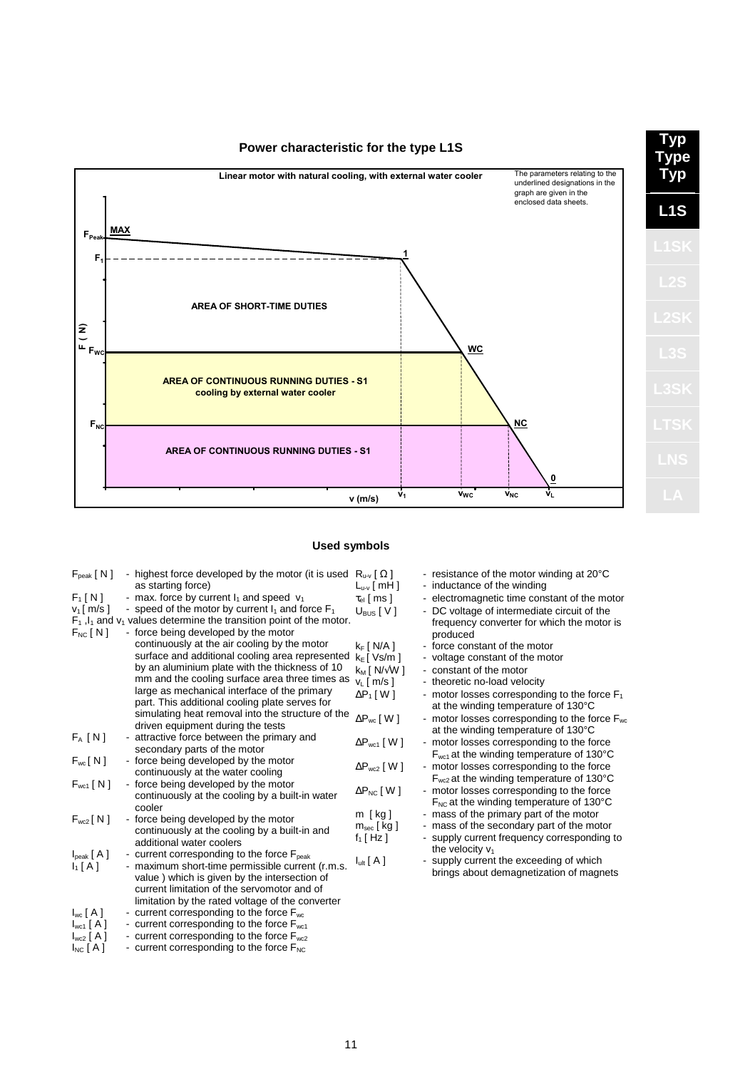## Power characteristic for the type L1S

Linear motor with natural cooling, with external water cooler

The parameters relating to the underlined designations in the graph are given in the enclosed data sheets.

$F_{Peak}$ MAX

$F_1$ 1

AREA OF SHORT-TIME DUTIES

F ( N )

$F_{WC}$ WC

AREA OF CONTINUOUS RUNNING DUTIES - S1
cooling by external water cooler

$F_{NC}$ NC

AREA OF CONTINUOUS RUNNING DUTIES - S1

0

v (m/s) $v_1$ $v_{WC}$ $v_{NC}$ $v_L$

Typ / Type / Typ

**L1S**

L1SK

L2S

L2SK

L3S

L3SK

LTSK

LNS

LA

### Used symbols

- $F_{peak}$ [ N ] - highest force developed by the motor (it is used as starting force)
- $F_1$ [ N ] - max. force by current $I_1$ and speed $v_1$
- $v_1$ [ m/s ] - speed of the motor by current $I_1$ and force $F_1$

$F_1$, $I_1$ and $v_1$ values determine the transition point of the motor.

- $F_{NC}$ [ N ] - force being developed by the motor continuously at the air cooling by the motor surface and additional cooling area represented by an aluminium plate with the thickness of 10 mm and the cooling surface area three times as large as mechanical interface of the primary part. This additional cooling plate serves for simulating heat removal into the structure of the driven equipment during the tests
- $F_A$ [ N ] - attractive force between the primary and secondary parts of the motor
- $F_{wc}$ [ N ] - force being developed by the motor continuously at the water cooling
- $F_{wc1}$ [ N ] - force being developed by the motor continuously at the cooling by a built-in water cooler
- $F_{wc2}$ [ N ] - force being developed by the motor continuously at the cooling by a built-in and additional water coolers
- $I_{peak}$ [ A ] - current corresponding to the force $F_{peak}$
- $I_1$ [ A ] - maximum short-time permissible current (r.m.s. value ) which is given by the intersection of current limitation of the servomotor and of limitation by the rated voltage of the converter
- $I_{wc}$ [ A ] - current corresponding to the force $F_{wc}$
- $I_{wc1}$ [ A ] - current corresponding to the force $F_{wc1}$
- $I_{wc2}$ [ A ] - current corresponding to the force $F_{wc2}$
- $I_{NC}$ [ A ] - current corresponding to the force $F_{NC}$
- $R_{u-v}$ [ Ω ] - resistance of the motor winding at 20°C
- $L_{u-v}$ [ mH ] - inductance of the winding
- $\tau_{el}$ [ ms ] - electromagnetic time constant of the motor
- $U_{BUS}$ [ V ] - DC voltage of intermediate circuit of the frequency converter for which the motor is produced
- $k_F$ [ N/A ] - force constant of the motor
- $k_E$ [ Vs/m ] - voltage constant of the motor
- $k_M$ [ N/√W ] - constant of the motor
- $v_L$ [ m/s ] - theoretic no-load velocity
- $\Delta P_1$ [ W ] - motor losses corresponding to the force $F_1$ at the winding temperature of 130°C
- $\Delta P_{wc}$ [ W ] - motor losses corresponding to the force $F_{wc}$ at the winding temperature of 130°C
- $\Delta P_{wc1}$ [ W ] - motor losses corresponding to the force $F_{wc1}$ at the winding temperature of 130°C
- $\Delta P_{wc2}$ [ W ] - motor losses corresponding to the force $F_{wc2}$ at the winding temperature of 130°C
- $\Delta P_{NC}$ [ W ] - motor losses corresponding to the force $F_{NC}$ at the winding temperature of 130°C
- m [ kg ] - mass of the primary part of the motor
- $m_{sec}$ [ kg ] - mass of the secondary part of the motor
- $f_1$ [ Hz ] - supply current frequency corresponding to the velocity $v_1$
- $I_{ult}$ [ A ] - supply current the exceeding of which brings about demagnetization of magnets